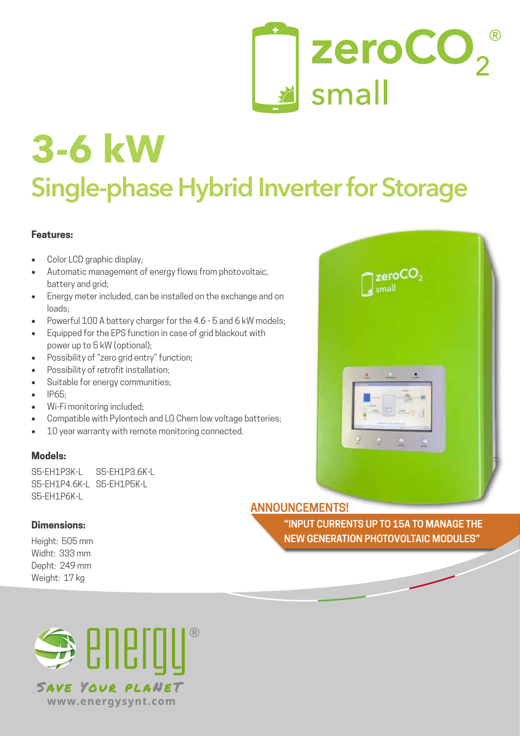zeroCO$_2$® small

# 3-6 kW

## Single-phase Hybrid Inverter for Storage

### Features:

- Color LCD graphic display;
- Automatic management of energy flows from photovoltaic, battery and grid;
- Energy meter included, can be installed on the exchange and on loads;
- Powerful 100 A battery charger for the 4.6 - 5 and 6 kW models;
- Equipped for the EPS function in case of grid blackout with power up to 5 kW (optional);
- Possibility of "zero grid entry" function;
- Possibility of retrofit installation;
- Suitable for energy communities;
- IP65;
- Wi-Fi monitoring included;
- Compatible with Pylontech and LG Chem low voltage batteries;
- 10 year warranty with remote monitoring connected.

### Models:

S5-EH1P3K-L S5-EH1P3.6K-L
S5-EH1P4.6K-L S5-EH1P5K-L
S5-EH1P6K-L

### Dimensions:

Height: 505 mm
Widht: 333 mm
Depht: 249 mm
Weight: 17 kg

**ANNOUNCEMENTS!**

**"INPUT CURRENTS UP TO 15A TO MANAGE THE NEW GENERATION PHOTOVOLTAIC MODULES"**

energy®
SAVE YOUR PLANET
www.energysynt.com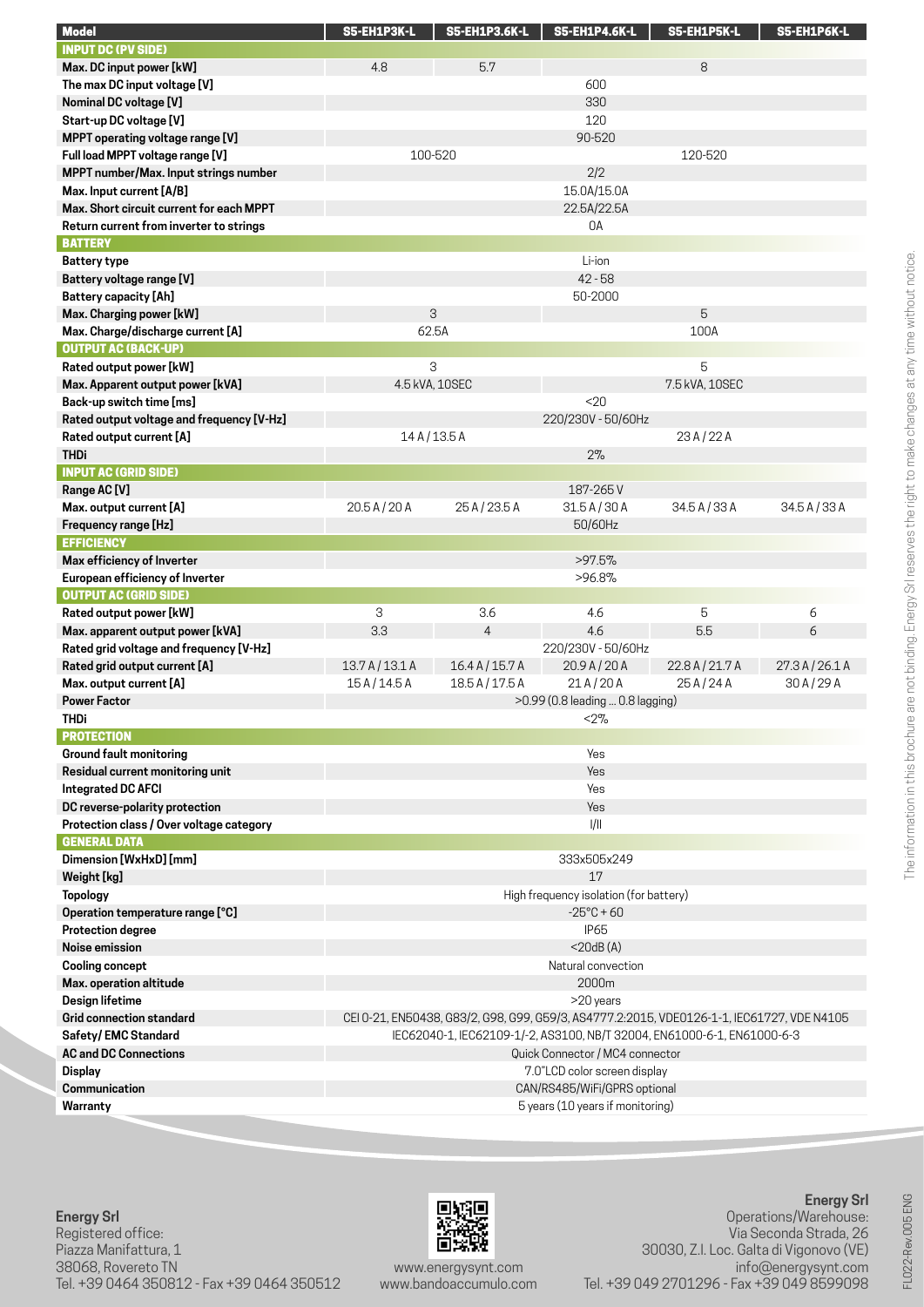| Model | S5-EH1P3K-L | S5-EH1P3.6K-L | S5-EH1P4.6K-L | S5-EH1P5K-L | S5-EH1P6K-L |
|---|---|---|---|---|---|
| **INPUT DC (PV SIDE)** | | | | | |
| Max. DC input power [kW] | 4.8 | 5.7 | 8 | | |
| The max DC input voltage [V] | 600 | | | | |
| Nominal DC voltage [V] | 330 | | | | |
| Start-up DC voltage [V] | 120 | | | | |
| MPPT operating voltage range [V] | 90-520 | | | | |
| Full load MPPT voltage range [V] | 100-520 | | 120-520 | | |
| MPPT number/Max. Input strings number | 2/2 | | | | |
| Max. Input current [A/B] | 15.0A/15.0A | | | | |
| Max. Short circuit current for each MPPT | 22.5A/22.5A | | | | |
| Return current from inverter to strings | 0A | | | | |
| **BATTERY** | | | | | |
| Battery type | Li-ion | | | | |
| Battery voltage range [V] | 42 - 58 | | | | |
| Battery capacity [Ah] | 50-2000 | | | | |
| Max. Charging power [kW] | 3 | | 5 | | |
| Max. Charge/discharge current [A] | 62.5A | | 100A | | |
| **OUTPUT AC (BACK-UP)** | | | | | |
| Rated output power [kW] | 3 | | 5 | | |
| Max. Apparent output power [kVA] | 4.5 kVA, 10SEC | | 7.5 kVA, 10SEC | | |
| Back-up switch time [ms] | <20 | | | | |
| Rated output voltage and frequency [V-Hz] | 220/230V - 50/60Hz | | | | |
| Rated output current [A] | 14 A / 13.5 A | | 23 A / 22 A | | |
| THDi | 2% | | | | |
| **INPUT AC (GRID SIDE)** | | | | | |
| Range AC [V] | 187-265 V | | | | |
| Max. output current [A] | 20.5 A / 20 A | 25 A / 23.5 A | 31.5 A / 30 A | 34.5 A / 33 A | 34.5 A / 33 A |
| Frequency range [Hz] | 50/60Hz | | | | |
| **EFFICIENCY** | | | | | |
| Max efficiency of Inverter | >97.5% | | | | |
| European efficiency of Inverter | >96.8% | | | | |
| **OUTPUT AC (GRID SIDE)** | | | | | |
| Rated output power [kW] | 3 | 3.6 | 4.6 | 5 | 6 |
| Max. apparent output power [kVA] | 3.3 | 4 | 4.6 | 5.5 | 6 |
| Rated grid voltage and frequency [V-Hz] | 220/230V - 50/60Hz | | | | |
| Rated grid output current [A] | 13.7 A / 13.1 A | 16.4 A / 15.7 A | 20.9 A / 20 A | 22.8 A / 21.7 A | 27.3 A / 26.1 A |
| Max. output current [A] | 15 A / 14.5 A | 18.5 A / 17.5 A | 21 A / 20 A | 25 A / 24 A | 30 A / 29 A |
| Power Factor | >0.99 (0.8 leading ... 0.8 lagging) | | | | |
| THDi | <2% | | | | |
| **PROTECTION** | | | | | |
| Ground fault monitoring | Yes | | | | |
| Residual current monitoring unit | Yes | | | | |
| Integrated DC AFCI | Yes | | | | |
| DC reverse-polarity protection | Yes | | | | |
| Protection class / Over voltage category | I/II | | | | |
| **GENERAL DATA** | | | | | |
| Dimension [WxHxD] [mm] | 333x505x249 | | | | |
| Weight [kg] | 17 | | | | |
| Topology | High frequency isolation (for battery) | | | | |
| Operation temperature range [°C] | -25°C + 60 | | | | |
| Protection degree | IP65 | | | | |
| Noise emission | <20dB (A) | | | | |
| Cooling concept | Natural convection | | | | |
| Max. operation altitude | 2000m | | | | |
| Design lifetime | >20 years | | | | |
| Grid connection standard | CEI 0-21, EN50438, G83/2, G98, G99, G59/3, AS4777.2:2015, VDE0126-1-1, IEC61727, VDE N4105 | | | | |
| Safety/ EMC Standard | IEC62040-1, IEC62109-1/-2, AS3100, NB/T 32004, EN61000-6-1, EN61000-6-3 | | | | |
| AC and DC Connections | Quick Connector / MC4 connector | | | | |
| Display | 7.0"LCD color screen display | | | | |
| Communication | CAN/RS485/WiFi/GPRS optional | | | | |
| Warranty | 5 years (10 years if monitoring) | | | | |

The information in this brochure are not binding. Energy Srl reserves the right to make changes at any time without notice.

**Energy Srl**
Registered office:
Piazza Manifattura, 1
38068, Rovereto TN
Tel. +39 0464 350812 - Fax +39 0464 350512

www.energysynt.com
www.bandoaccumulo.com

**Energy Srl**
Operations/Warehouse:
Via Seconda Strada, 26
30030, Z.I. Loc. Galta di Vigonovo (VE)
info@energysynt.com
Tel. +39 049 2701296 - Fax +39 049 8599098

FL022-Rev.005 ENG